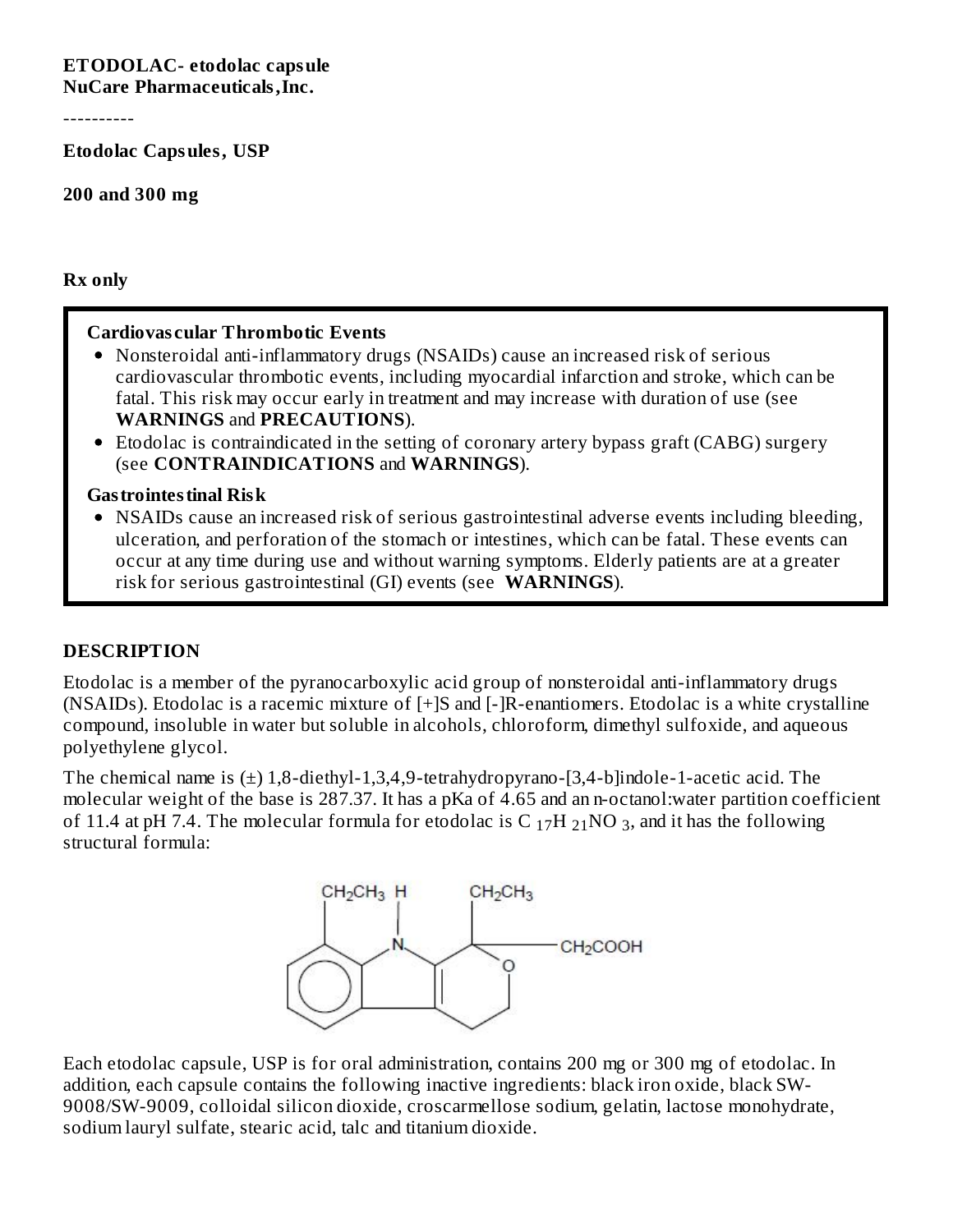**ETODOLAC- etodolac capsule**
**NuCare Pharmaceuticals,Inc.**

----------

**Etodolac Capsules, USP**

**200 and 300 mg**

**Rx only**

**Cardiovascular Thrombotic Events**

- Nonsteroidal anti-inflammatory drugs (NSAIDs) cause an increased risk of serious cardiovascular thrombotic events, including myocardial infarction and stroke, which can be fatal. This risk may occur early in treatment and may increase with duration of use (see **WARNINGS** and **PRECAUTIONS**).
- Etodolac is contraindicated in the setting of coronary artery bypass graft (CABG) surgery (see **CONTRAINDICATIONS** and **WARNINGS**).

**Gastrointestinal Risk**

- NSAIDs cause an increased risk of serious gastrointestinal adverse events including bleeding, ulceration, and perforation of the stomach or intestines, which can be fatal. These events can occur at any time during use and without warning symptoms. Elderly patients are at a greater risk for serious gastrointestinal (GI) events (see **WARNINGS**).

## DESCRIPTION

Etodolac is a member of the pyranocarboxylic acid group of nonsteroidal anti-inflammatory drugs (NSAIDs). Etodolac is a racemic mixture of [+]S and [-]R-enantiomers. Etodolac is a white crystalline compound, insoluble in water but soluble in alcohols, chloroform, dimethyl sulfoxide, and aqueous polyethylene glycol.

The chemical name is (±) 1,8-diethyl-1,3,4,9-tetrahydropyrano-[3,4-b]indole-1-acetic acid. The molecular weight of the base is 287.37. It has a pKa of 4.65 and an n-octanol:water partition coefficient of 11.4 at pH 7.4. The molecular formula for etodolac is $C_{17}H_{21}NO_3$, and it has the following structural formula:

Each etodolac capsule, USP is for oral administration, contains 200 mg or 300 mg of etodolac. In addition, each capsule contains the following inactive ingredients: black iron oxide, black SW-9008/SW-9009, colloidal silicon dioxide, croscarmellose sodium, gelatin, lactose monohydrate, sodium lauryl sulfate, stearic acid, talc and titanium dioxide.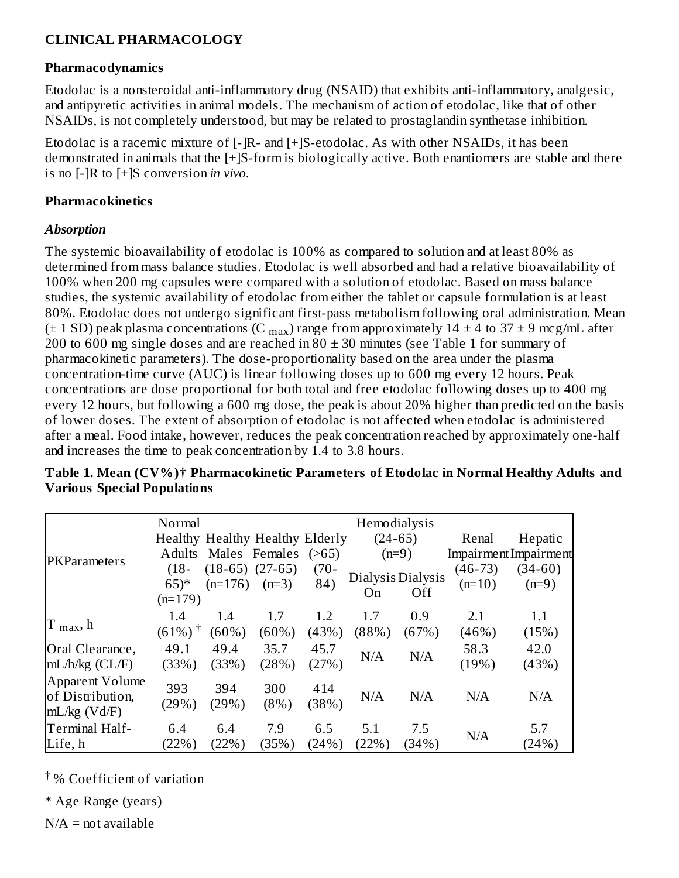## CLINICAL PHARMACOLOGY

### Pharmacodynamics

Etodolac is a nonsteroidal anti-inflammatory drug (NSAID) that exhibits anti-inflammatory, analgesic, and antipyretic activities in animal models. The mechanism of action of etodolac, like that of other NSAIDs, is not completely understood, but may be related to prostaglandin synthetase inhibition.

Etodolac is a racemic mixture of [-]R- and [+]S-etodolac. As with other NSAIDs, it has been demonstrated in animals that the [+]S-form is biologically active. Both enantiomers are stable and there is no [-]R to [+]S conversion *in vivo*.

### Pharmacokinetics

#### *Absorption*

The systemic bioavailability of etodolac is 100% as compared to solution and at least 80% as determined from mass balance studies. Etodolac is well absorbed and had a relative bioavailability of 100% when 200 mg capsules were compared with a solution of etodolac. Based on mass balance studies, the systemic availability of etodolac from either the tablet or capsule formulation is at least 80%. Etodolac does not undergo significant first-pass metabolism following oral administration. Mean (± 1 SD) peak plasma concentrations ($C_{max}$) range from approximately 14 ± 4 to 37 ± 9 mcg/mL after 200 to 600 mg single doses and are reached in 80 ± 30 minutes (see Table 1 for summary of pharmacokinetic parameters). The dose-proportionality based on the area under the plasma concentration-time curve (AUC) is linear following doses up to 600 mg every 12 hours. Peak concentrations are dose proportional for both total and free etodolac following doses up to 400 mg every 12 hours, but following a 600 mg dose, the peak is about 20% higher than predicted on the basis of lower doses. The extent of absorption of etodolac is not affected when etodolac is administered after a meal. Food intake, however, reduces the peak concentration reached by approximately one-half and increases the time to peak concentration by 1.4 to 3.8 hours.

**Table 1. Mean (CV%)† Pharmacokinetic Parameters of Etodolac in Normal Healthy Adults and Various Special Populations**

| PKParameters | Normal Healthy Adults (18-65)* (n=179) | Healthy Males (18-65) (n=176) | Healthy Females (27-65) (n=3) | Elderly (>65) (70-84) | Hemodialysis (24-65) (n=9) Dialysis On | Dialysis Off | Renal Impairment (46-73) (n=10) | Hepatic Impairment (34-60) (n=9) |
|---|---|---|---|---|---|---|---|---|
| $T_{max}$, h | 1.4 (61%)† | 1.4 (60%) | 1.7 (60%) | 1.2 (43%) | 1.7 (88%) | 0.9 (67%) | 2.1 (46%) | 1.1 (15%) |
| Oral Clearance, mL/h/kg (CL/F) | 49.1 (33%) | 49.4 (33%) | 35.7 (28%) | 45.7 (27%) | N/A | N/A | 58.3 (19%) | 42.0 (43%) |
| Apparent Volume of Distribution, mL/kg (Vd/F) | 393 (29%) | 394 (29%) | 300 (8%) | 414 (38%) | N/A | N/A | N/A | N/A |
| Terminal Half-Life, h | 6.4 (22%) | 6.4 (22%) | 7.9 (35%) | 6.5 (24%) | 5.1 (22%) | 7.5 (34%) | N/A | 5.7 (24%) |

† % Coefficient of variation

\* Age Range (years)

N/A = not available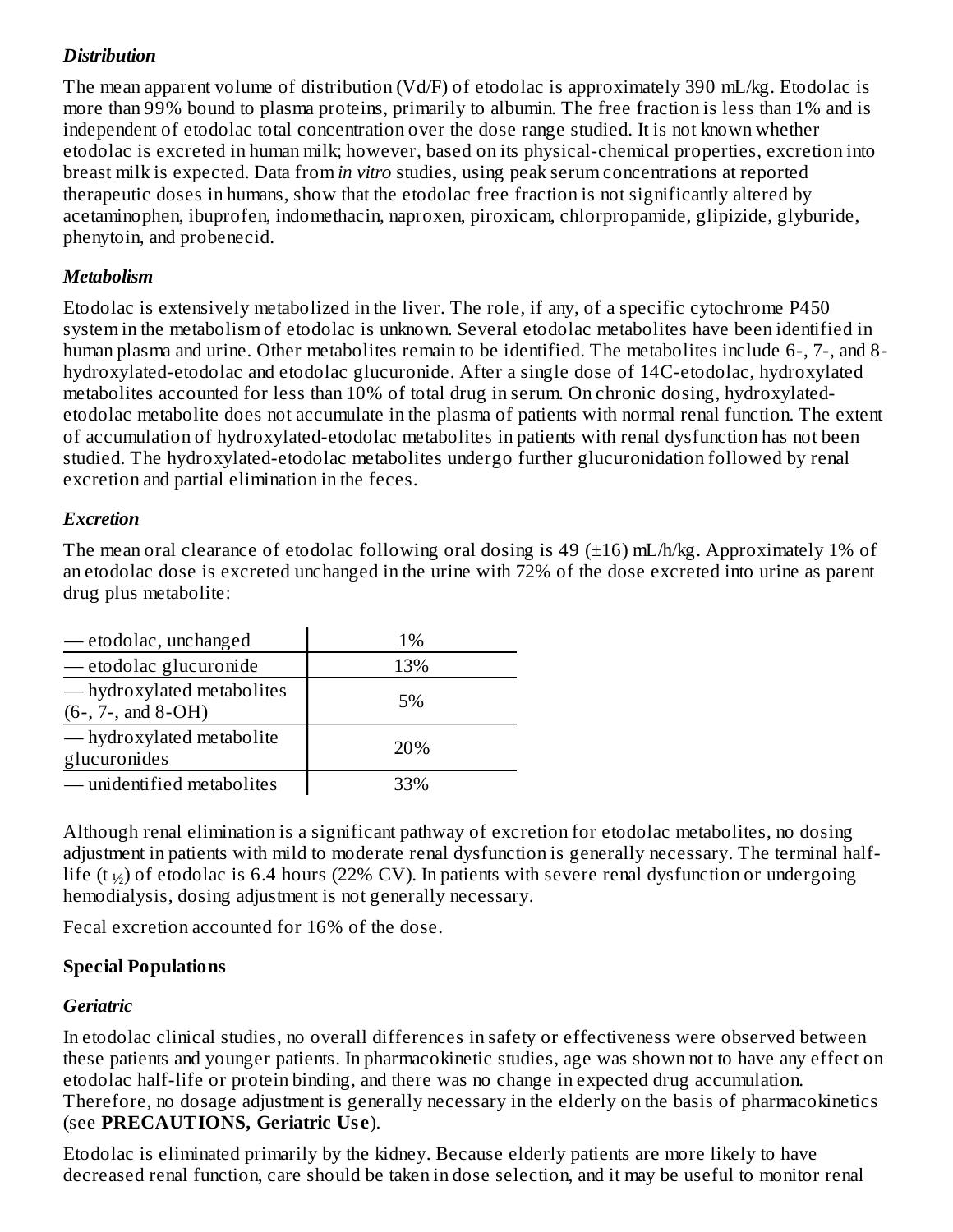### *Distribution*

The mean apparent volume of distribution (Vd/F) of etodolac is approximately 390 mL/kg. Etodolac is more than 99% bound to plasma proteins, primarily to albumin. The free fraction is less than 1% and is independent of etodolac total concentration over the dose range studied. It is not known whether etodolac is excreted in human milk; however, based on its physical-chemical properties, excretion into breast milk is expected. Data from *in vitro* studies, using peak serum concentrations at reported therapeutic doses in humans, show that the etodolac free fraction is not significantly altered by acetaminophen, ibuprofen, indomethacin, naproxen, piroxicam, chlorpropamide, glipizide, glyburide, phenytoin, and probenecid.

### *Metabolism*

Etodolac is extensively metabolized in the liver. The role, if any, of a specific cytochrome P450 system in the metabolism of etodolac is unknown. Several etodolac metabolites have been identified in human plasma and urine. Other metabolites remain to be identified. The metabolites include 6-, 7-, and 8-hydroxylated-etodolac and etodolac glucuronide. After a single dose of 14C-etodolac, hydroxylated metabolites accounted for less than 10% of total drug in serum. On chronic dosing, hydroxylated-etodolac metabolite does not accumulate in the plasma of patients with normal renal function. The extent of accumulation of hydroxylated-etodolac metabolites in patients with renal dysfunction has not been studied. The hydroxylated-etodolac metabolites undergo further glucuronidation followed by renal excretion and partial elimination in the feces.

### *Excretion*

The mean oral clearance of etodolac following oral dosing is 49 (±16) mL/h/kg. Approximately 1% of an etodolac dose is excreted unchanged in the urine with 72% of the dose excreted into urine as parent drug plus metabolite:

| | |
|---|---|
| — etodolac, unchanged | 1% |
| — etodolac glucuronide | 13% |
| — hydroxylated metabolites (6-, 7-, and 8-OH) | 5% |
| — hydroxylated metabolite glucuronides | 20% |
| — unidentified metabolites | 33% |

Although renal elimination is a significant pathway of excretion for etodolac metabolites, no dosing adjustment in patients with mild to moderate renal dysfunction is generally necessary. The terminal half-life ($t_{½}$) of etodolac is 6.4 hours (22% CV). In patients with severe renal dysfunction or undergoing hemodialysis, dosing adjustment is not generally necessary.

Fecal excretion accounted for 16% of the dose.

## **Special Populations**

### *Geriatric*

In etodolac clinical studies, no overall differences in safety or effectiveness were observed between these patients and younger patients. In pharmacokinetic studies, age was shown not to have any effect on etodolac half-life or protein binding, and there was no change in expected drug accumulation. Therefore, no dosage adjustment is generally necessary in the elderly on the basis of pharmacokinetics (see **PRECAUTIONS, Geriatric Use**).

Etodolac is eliminated primarily by the kidney. Because elderly patients are more likely to have decreased renal function, care should be taken in dose selection, and it may be useful to monitor renal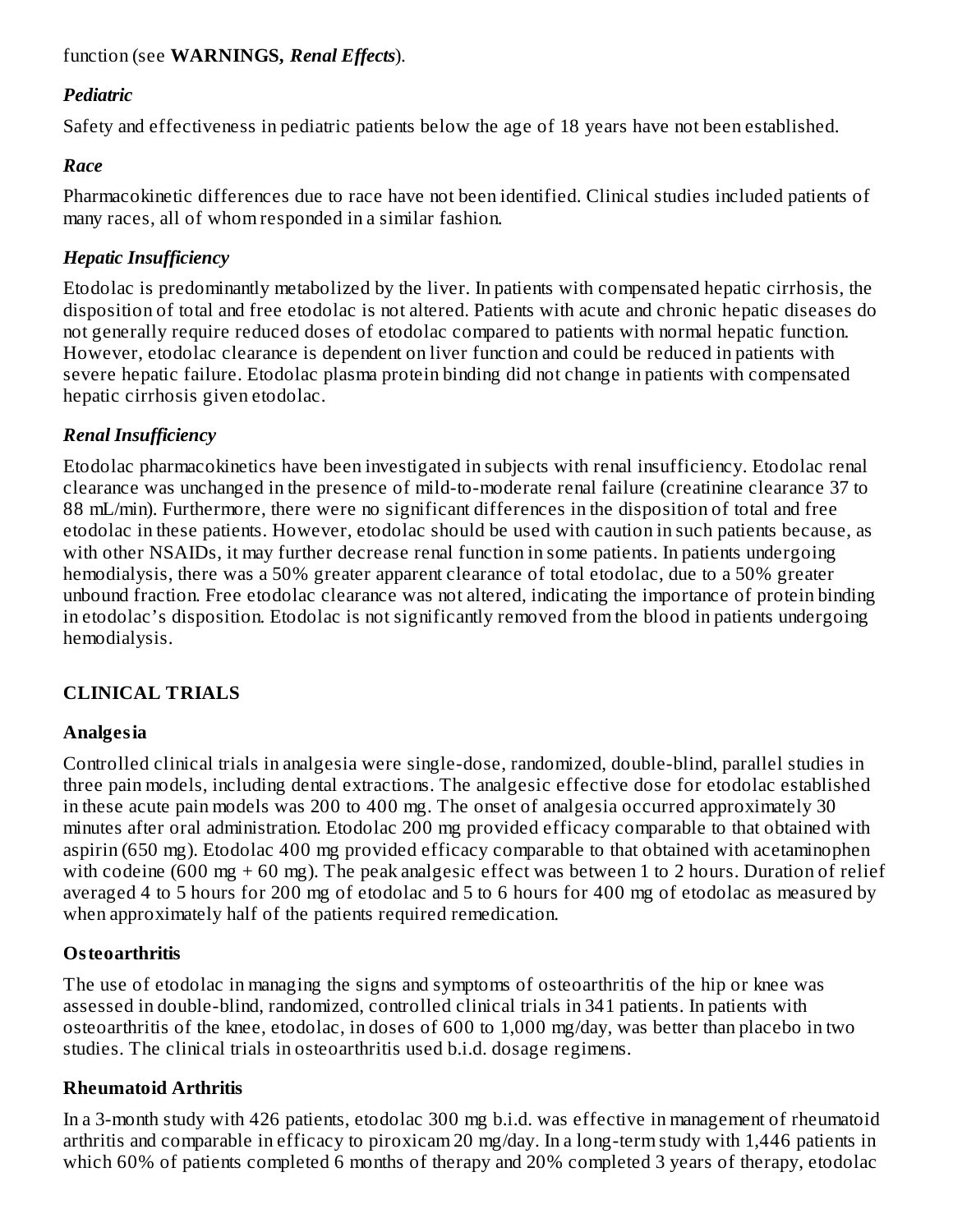function (see **WARNINGS,** ***Renal Effects***).

### *Pediatric*

Safety and effectiveness in pediatric patients below the age of 18 years have not been established.

### *Race*

Pharmacokinetic differences due to race have not been identified. Clinical studies included patients of many races, all of whom responded in a similar fashion.

### *Hepatic Insufficiency*

Etodolac is predominantly metabolized by the liver. In patients with compensated hepatic cirrhosis, the disposition of total and free etodolac is not altered. Patients with acute and chronic hepatic diseases do not generally require reduced doses of etodolac compared to patients with normal hepatic function. However, etodolac clearance is dependent on liver function and could be reduced in patients with severe hepatic failure. Etodolac plasma protein binding did not change in patients with compensated hepatic cirrhosis given etodolac.

### *Renal Insufficiency*

Etodolac pharmacokinetics have been investigated in subjects with renal insufficiency. Etodolac renal clearance was unchanged in the presence of mild-to-moderate renal failure (creatinine clearance 37 to 88 mL/min). Furthermore, there were no significant differences in the disposition of total and free etodolac in these patients. However, etodolac should be used with caution in such patients because, as with other NSAIDs, it may further decrease renal function in some patients. In patients undergoing hemodialysis, there was a 50% greater apparent clearance of total etodolac, due to a 50% greater unbound fraction. Free etodolac clearance was not altered, indicating the importance of protein binding in etodolac's disposition. Etodolac is not significantly removed from the blood in patients undergoing hemodialysis.

## CLINICAL TRIALS

### Analgesia

Controlled clinical trials in analgesia were single-dose, randomized, double-blind, parallel studies in three pain models, including dental extractions. The analgesic effective dose for etodolac established in these acute pain models was 200 to 400 mg. The onset of analgesia occurred approximately 30 minutes after oral administration. Etodolac 200 mg provided efficacy comparable to that obtained with aspirin (650 mg). Etodolac 400 mg provided efficacy comparable to that obtained with acetaminophen with codeine (600 mg + 60 mg). The peak analgesic effect was between 1 to 2 hours. Duration of relief averaged 4 to 5 hours for 200 mg of etodolac and 5 to 6 hours for 400 mg of etodolac as measured by when approximately half of the patients required remedication.

### Osteoarthritis

The use of etodolac in managing the signs and symptoms of osteoarthritis of the hip or knee was assessed in double-blind, randomized, controlled clinical trials in 341 patients. In patients with osteoarthritis of the knee, etodolac, in doses of 600 to 1,000 mg/day, was better than placebo in two studies. The clinical trials in osteoarthritis used b.i.d. dosage regimens.

### Rheumatoid Arthritis

In a 3-month study with 426 patients, etodolac 300 mg b.i.d. was effective in management of rheumatoid arthritis and comparable in efficacy to piroxicam 20 mg/day. In a long-term study with 1,446 patients in which 60% of patients completed 6 months of therapy and 20% completed 3 years of therapy, etodolac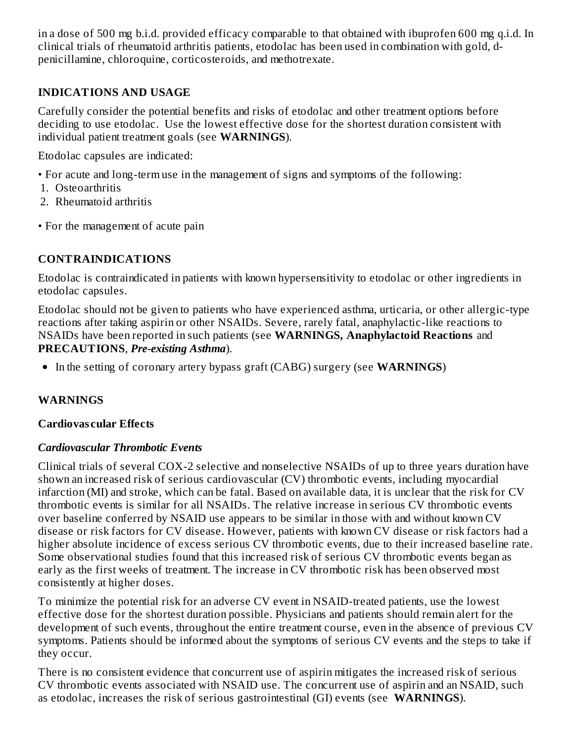in a dose of 500 mg b.i.d. provided efficacy comparable to that obtained with ibuprofen 600 mg q.i.d. In clinical trials of rheumatoid arthritis patients, etodolac has been used in combination with gold, d-penicillamine, chloroquine, corticosteroids, and methotrexate.

## INDICATIONS AND USAGE

Carefully consider the potential benefits and risks of etodolac and other treatment options before deciding to use etodolac. Use the lowest effective dose for the shortest duration consistent with individual patient treatment goals (see **WARNINGS**).

Etodolac capsules are indicated:

- For acute and long-term use in the management of signs and symptoms of the following:
  1. Osteoarthritis
  2. Rheumatoid arthritis
- For the management of acute pain

## CONTRAINDICATIONS

Etodolac is contraindicated in patients with known hypersensitivity to etodolac or other ingredients in etodolac capsules.

Etodolac should not be given to patients who have experienced asthma, urticaria, or other allergic-type reactions after taking aspirin or other NSAIDs. Severe, rarely fatal, anaphylactic-like reactions to NSAIDs have been reported in such patients (see **WARNINGS, Anaphylactoid Reactions** and **PRECAUTIONS**, ***Pre-existing Asthma***).

- In the setting of coronary artery bypass graft (CABG) surgery (see **WARNINGS**)

## WARNINGS

### Cardiovascular Effects

#### *Cardiovascular Thrombotic Events*

Clinical trials of several COX-2 selective and nonselective NSAIDs of up to three years duration have shown an increased risk of serious cardiovascular (CV) thrombotic events, including myocardial infarction (MI) and stroke, which can be fatal. Based on available data, it is unclear that the risk for CV thrombotic events is similar for all NSAIDs. The relative increase in serious CV thrombotic events over baseline conferred by NSAID use appears to be similar in those with and without known CV disease or risk factors for CV disease. However, patients with known CV disease or risk factors had a higher absolute incidence of excess serious CV thrombotic events, due to their increased baseline rate. Some observational studies found that this increased risk of serious CV thrombotic events began as early as the first weeks of treatment. The increase in CV thrombotic risk has been observed most consistently at higher doses.

To minimize the potential risk for an adverse CV event in NSAID-treated patients, use the lowest effective dose for the shortest duration possible. Physicians and patients should remain alert for the development of such events, throughout the entire treatment course, even in the absence of previous CV symptoms. Patients should be informed about the symptoms of serious CV events and the steps to take if they occur.

There is no consistent evidence that concurrent use of aspirin mitigates the increased risk of serious CV thrombotic events associated with NSAID use. The concurrent use of aspirin and an NSAID, such as etodolac, increases the risk of serious gastrointestinal (GI) events (see **WARNINGS**).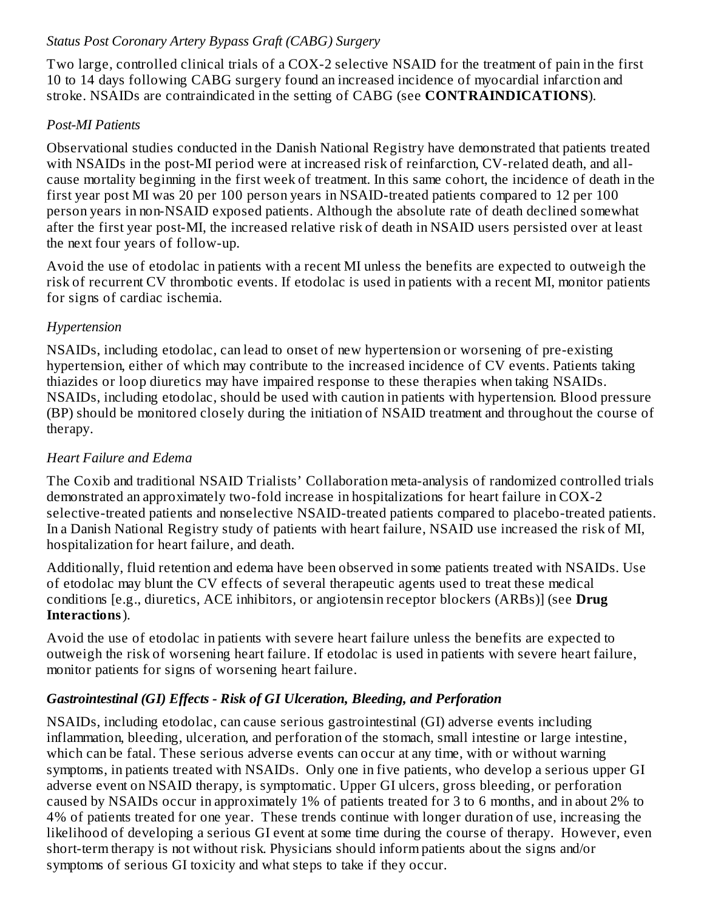*Status Post Coronary Artery Bypass Graft (CABG) Surgery*

Two large, controlled clinical trials of a COX-2 selective NSAID for the treatment of pain in the first 10 to 14 days following CABG surgery found an increased incidence of myocardial infarction and stroke. NSAIDs are contraindicated in the setting of CABG (see **CONTRAINDICATIONS**).

*Post-MI Patients*

Observational studies conducted in the Danish National Registry have demonstrated that patients treated with NSAIDs in the post-MI period were at increased risk of reinfarction, CV-related death, and all-cause mortality beginning in the first week of treatment. In this same cohort, the incidence of death in the first year post MI was 20 per 100 person years in NSAID-treated patients compared to 12 per 100 person years in non-NSAID exposed patients. Although the absolute rate of death declined somewhat after the first year post-MI, the increased relative risk of death in NSAID users persisted over at least the next four years of follow-up.

Avoid the use of etodolac in patients with a recent MI unless the benefits are expected to outweigh the risk of recurrent CV thrombotic events. If etodolac is used in patients with a recent MI, monitor patients for signs of cardiac ischemia.

*Hypertension*

NSAIDs, including etodolac, can lead to onset of new hypertension or worsening of pre-existing hypertension, either of which may contribute to the increased incidence of CV events. Patients taking thiazides or loop diuretics may have impaired response to these therapies when taking NSAIDs. NSAIDs, including etodolac, should be used with caution in patients with hypertension. Blood pressure (BP) should be monitored closely during the initiation of NSAID treatment and throughout the course of therapy.

*Heart Failure and Edema*

The Coxib and traditional NSAID Trialists' Collaboration meta-analysis of randomized controlled trials demonstrated an approximately two-fold increase in hospitalizations for heart failure in COX-2 selective-treated patients and nonselective NSAID-treated patients compared to placebo-treated patients. In a Danish National Registry study of patients with heart failure, NSAID use increased the risk of MI, hospitalization for heart failure, and death.

Additionally, fluid retention and edema have been observed in some patients treated with NSAIDs. Use of etodolac may blunt the CV effects of several therapeutic agents used to treat these medical conditions [e.g., diuretics, ACE inhibitors, or angiotensin receptor blockers (ARBs)] (see **Drug Interactions**).

Avoid the use of etodolac in patients with severe heart failure unless the benefits are expected to outweigh the risk of worsening heart failure. If etodolac is used in patients with severe heart failure, monitor patients for signs of worsening heart failure.

***Gastrointestinal (GI) Effects - Risk of GI Ulceration, Bleeding, and Perforation***

NSAIDs, including etodolac, can cause serious gastrointestinal (GI) adverse events including inflammation, bleeding, ulceration, and perforation of the stomach, small intestine or large intestine, which can be fatal. These serious adverse events can occur at any time, with or without warning symptoms, in patients treated with NSAIDs. Only one in five patients, who develop a serious upper GI adverse event on NSAID therapy, is symptomatic. Upper GI ulcers, gross bleeding, or perforation caused by NSAIDs occur in approximately 1% of patients treated for 3 to 6 months, and in about 2% to 4% of patients treated for one year. These trends continue with longer duration of use, increasing the likelihood of developing a serious GI event at some time during the course of therapy. However, even short-term therapy is not without risk. Physicians should inform patients about the signs and/or symptoms of serious GI toxicity and what steps to take if they occur.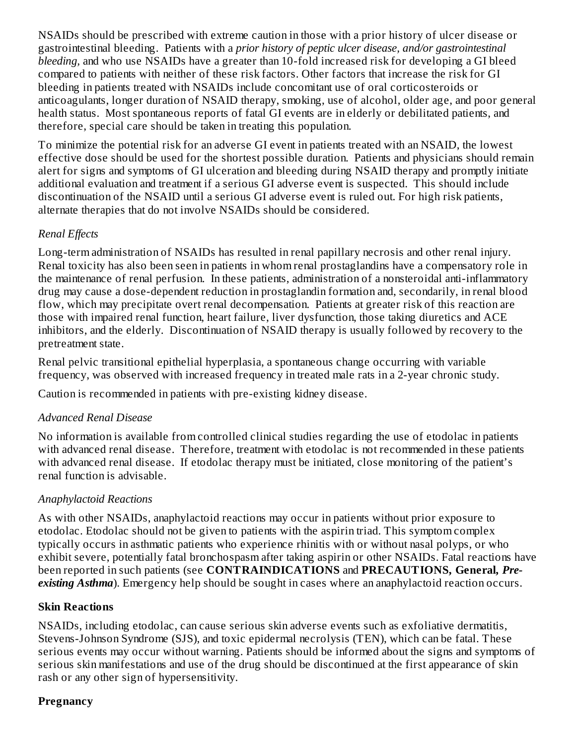NSAIDs should be prescribed with extreme caution in those with a prior history of ulcer disease or gastrointestinal bleeding. Patients with a *prior history of peptic ulcer disease, and/or gastrointestinal bleeding,* and who use NSAIDs have a greater than 10-fold increased risk for developing a GI bleed compared to patients with neither of these risk factors. Other factors that increase the risk for GI bleeding in patients treated with NSAIDs include concomitant use of oral corticosteroids or anticoagulants, longer duration of NSAID therapy, smoking, use of alcohol, older age, and poor general health status. Most spontaneous reports of fatal GI events are in elderly or debilitated patients, and therefore, special care should be taken in treating this population.

To minimize the potential risk for an adverse GI event in patients treated with an NSAID, the lowest effective dose should be used for the shortest possible duration. Patients and physicians should remain alert for signs and symptoms of GI ulceration and bleeding during NSAID therapy and promptly initiate additional evaluation and treatment if a serious GI adverse event is suspected. This should include discontinuation of the NSAID until a serious GI adverse event is ruled out. For high risk patients, alternate therapies that do not involve NSAIDs should be considered.

*Renal Effects*

Long-term administration of NSAIDs has resulted in renal papillary necrosis and other renal injury. Renal toxicity has also been seen in patients in whom renal prostaglandins have a compensatory role in the maintenance of renal perfusion. In these patients, administration of a nonsteroidal anti-inflammatory drug may cause a dose-dependent reduction in prostaglandin formation and, secondarily, in renal blood flow, which may precipitate overt renal decompensation. Patients at greater risk of this reaction are those with impaired renal function, heart failure, liver dysfunction, those taking diuretics and ACE inhibitors, and the elderly. Discontinuation of NSAID therapy is usually followed by recovery to the pretreatment state.

Renal pelvic transitional epithelial hyperplasia, a spontaneous change occurring with variable frequency, was observed with increased frequency in treated male rats in a 2-year chronic study.

Caution is recommended in patients with pre-existing kidney disease.

*Advanced Renal Disease*

No information is available from controlled clinical studies regarding the use of etodolac in patients with advanced renal disease. Therefore, treatment with etodolac is not recommended in these patients with advanced renal disease. If etodolac therapy must be initiated, close monitoring of the patient's renal function is advisable.

*Anaphylactoid Reactions*

As with other NSAIDs, anaphylactoid reactions may occur in patients without prior exposure to etodolac. Etodolac should not be given to patients with the aspirin triad. This symptom complex typically occurs in asthmatic patients who experience rhinitis with or without nasal polyps, or who exhibit severe, potentially fatal bronchospasm after taking aspirin or other NSAIDs. Fatal reactions have been reported in such patients (see **CONTRAINDICATIONS** and **PRECAUTIONS, General, *Pre-existing Asthma***). Emergency help should be sought in cases where an anaphylactoid reaction occurs.

**Skin Reactions**

NSAIDs, including etodolac, can cause serious skin adverse events such as exfoliative dermatitis, Stevens-Johnson Syndrome (SJS), and toxic epidermal necrolysis (TEN), which can be fatal. These serious events may occur without warning. Patients should be informed about the signs and symptoms of serious skin manifestations and use of the drug should be discontinued at the first appearance of skin rash or any other sign of hypersensitivity.

**Pregnancy**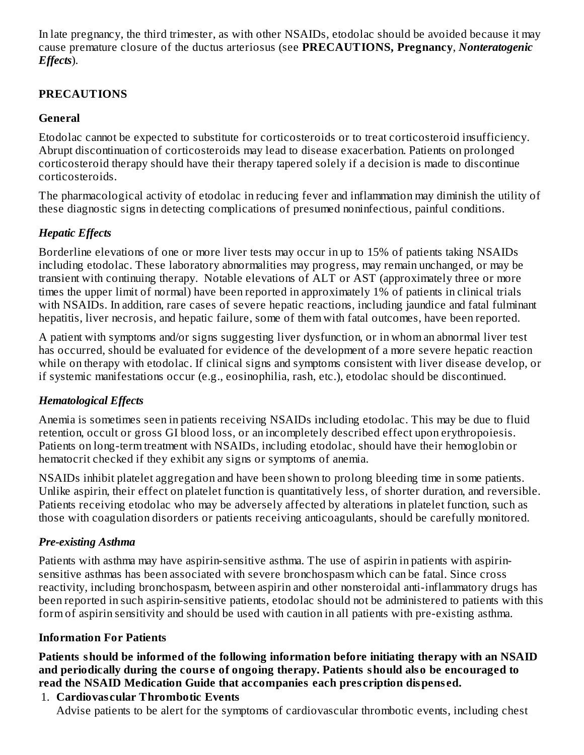In late pregnancy, the third trimester, as with other NSAIDs, etodolac should be avoided because it may cause premature closure of the ductus arteriosus (see **PRECAUTIONS, Pregnancy**, ***Nonteratogenic Effects***).

## PRECAUTIONS

### General

Etodolac cannot be expected to substitute for corticosteroids or to treat corticosteroid insufficiency. Abrupt discontinuation of corticosteroids may lead to disease exacerbation. Patients on prolonged corticosteroid therapy should have their therapy tapered solely if a decision is made to discontinue corticosteroids.

The pharmacological activity of etodolac in reducing fever and inflammation may diminish the utility of these diagnostic signs in detecting complications of presumed noninfectious, painful conditions.

### *Hepatic Effects*

Borderline elevations of one or more liver tests may occur in up to 15% of patients taking NSAIDs including etodolac. These laboratory abnormalities may progress, may remain unchanged, or may be transient with continuing therapy. Notable elevations of ALT or AST (approximately three or more times the upper limit of normal) have been reported in approximately 1% of patients in clinical trials with NSAIDs. In addition, rare cases of severe hepatic reactions, including jaundice and fatal fulminant hepatitis, liver necrosis, and hepatic failure, some of them with fatal outcomes, have been reported.

A patient with symptoms and/or signs suggesting liver dysfunction, or in whom an abnormal liver test has occurred, should be evaluated for evidence of the development of a more severe hepatic reaction while on therapy with etodolac. If clinical signs and symptoms consistent with liver disease develop, or if systemic manifestations occur (e.g., eosinophilia, rash, etc.), etodolac should be discontinued.

### *Hematological Effects*

Anemia is sometimes seen in patients receiving NSAIDs including etodolac. This may be due to fluid retention, occult or gross GI blood loss, or an incompletely described effect upon erythropoiesis. Patients on long-term treatment with NSAIDs, including etodolac, should have their hemoglobin or hematocrit checked if they exhibit any signs or symptoms of anemia.

NSAIDs inhibit platelet aggregation and have been shown to prolong bleeding time in some patients. Unlike aspirin, their effect on platelet function is quantitatively less, of shorter duration, and reversible. Patients receiving etodolac who may be adversely affected by alterations in platelet function, such as those with coagulation disorders or patients receiving anticoagulants, should be carefully monitored.

### *Pre-existing Asthma*

Patients with asthma may have aspirin-sensitive asthma. The use of aspirin in patients with aspirin-sensitive asthmas has been associated with severe bronchospasm which can be fatal. Since cross reactivity, including bronchospasm, between aspirin and other nonsteroidal anti-inflammatory drugs has been reported in such aspirin-sensitive patients, etodolac should not be administered to patients with this form of aspirin sensitivity and should be used with caution in all patients with pre-existing asthma.

### Information For Patients

**Patients should be informed of the following information before initiating therapy with an NSAID and periodically during the course of ongoing therapy. Patients should also be encouraged to read the NSAID Medication Guide that accompanies each prescription dispensed.**

1. **Cardiovascular Thrombotic Events**
   Advise patients to be alert for the symptoms of cardiovascular thrombotic events, including chest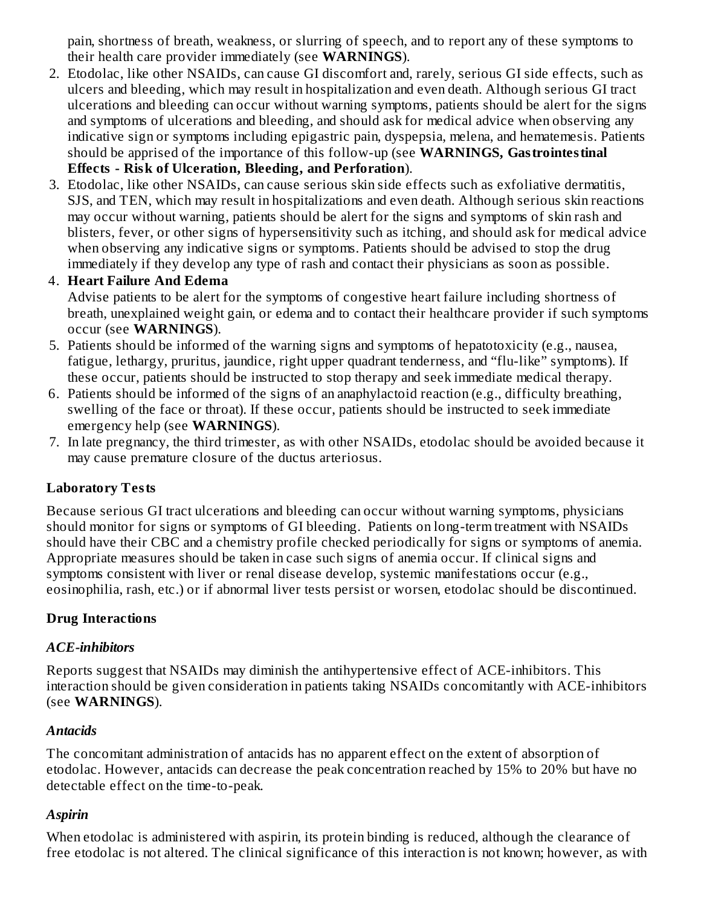pain, shortness of breath, weakness, or slurring of speech, and to report any of these symptoms to their health care provider immediately (see **WARNINGS**).

2. Etodolac, like other NSAIDs, can cause GI discomfort and, rarely, serious GI side effects, such as ulcers and bleeding, which may result in hospitalization and even death. Although serious GI tract ulcerations and bleeding can occur without warning symptoms, patients should be alert for the signs and symptoms of ulcerations and bleeding, and should ask for medical advice when observing any indicative sign or symptoms including epigastric pain, dyspepsia, melena, and hematemesis. Patients should be apprised of the importance of this follow-up (see **WARNINGS, Gastrointestinal Effects - Risk of Ulceration, Bleeding, and Perforation**).
3. Etodolac, like other NSAIDs, can cause serious skin side effects such as exfoliative dermatitis, SJS, and TEN, which may result in hospitalizations and even death. Although serious skin reactions may occur without warning, patients should be alert for the signs and symptoms of skin rash and blisters, fever, or other signs of hypersensitivity such as itching, and should ask for medical advice when observing any indicative signs or symptoms. Patients should be advised to stop the drug immediately if they develop any type of rash and contact their physicians as soon as possible.
4. **Heart Failure And Edema**
   Advise patients to be alert for the symptoms of congestive heart failure including shortness of breath, unexplained weight gain, or edema and to contact their healthcare provider if such symptoms occur (see **WARNINGS**).
5. Patients should be informed of the warning signs and symptoms of hepatotoxicity (e.g., nausea, fatigue, lethargy, pruritus, jaundice, right upper quadrant tenderness, and "flu-like" symptoms). If these occur, patients should be instructed to stop therapy and seek immediate medical therapy.
6. Patients should be informed of the signs of an anaphylactoid reaction (e.g., difficulty breathing, swelling of the face or throat). If these occur, patients should be instructed to seek immediate emergency help (see **WARNINGS**).
7. In late pregnancy, the third trimester, as with other NSAIDs, etodolac should be avoided because it may cause premature closure of the ductus arteriosus.

**Laboratory Tests**

Because serious GI tract ulcerations and bleeding can occur without warning symptoms, physicians should monitor for signs or symptoms of GI bleeding. Patients on long-term treatment with NSAIDs should have their CBC and a chemistry profile checked periodically for signs or symptoms of anemia. Appropriate measures should be taken in case such signs of anemia occur. If clinical signs and symptoms consistent with liver or renal disease develop, systemic manifestations occur (e.g., eosinophilia, rash, etc.) or if abnormal liver tests persist or worsen, etodolac should be discontinued.

**Drug Interactions**

***ACE-inhibitors***

Reports suggest that NSAIDs may diminish the antihypertensive effect of ACE-inhibitors. This interaction should be given consideration in patients taking NSAIDs concomitantly with ACE-inhibitors (see **WARNINGS**).

***Antacids***

The concomitant administration of antacids has no apparent effect on the extent of absorption of etodolac. However, antacids can decrease the peak concentration reached by 15% to 20% but have no detectable effect on the time-to-peak.

***Aspirin***

When etodolac is administered with aspirin, its protein binding is reduced, although the clearance of free etodolac is not altered. The clinical significance of this interaction is not known; however, as with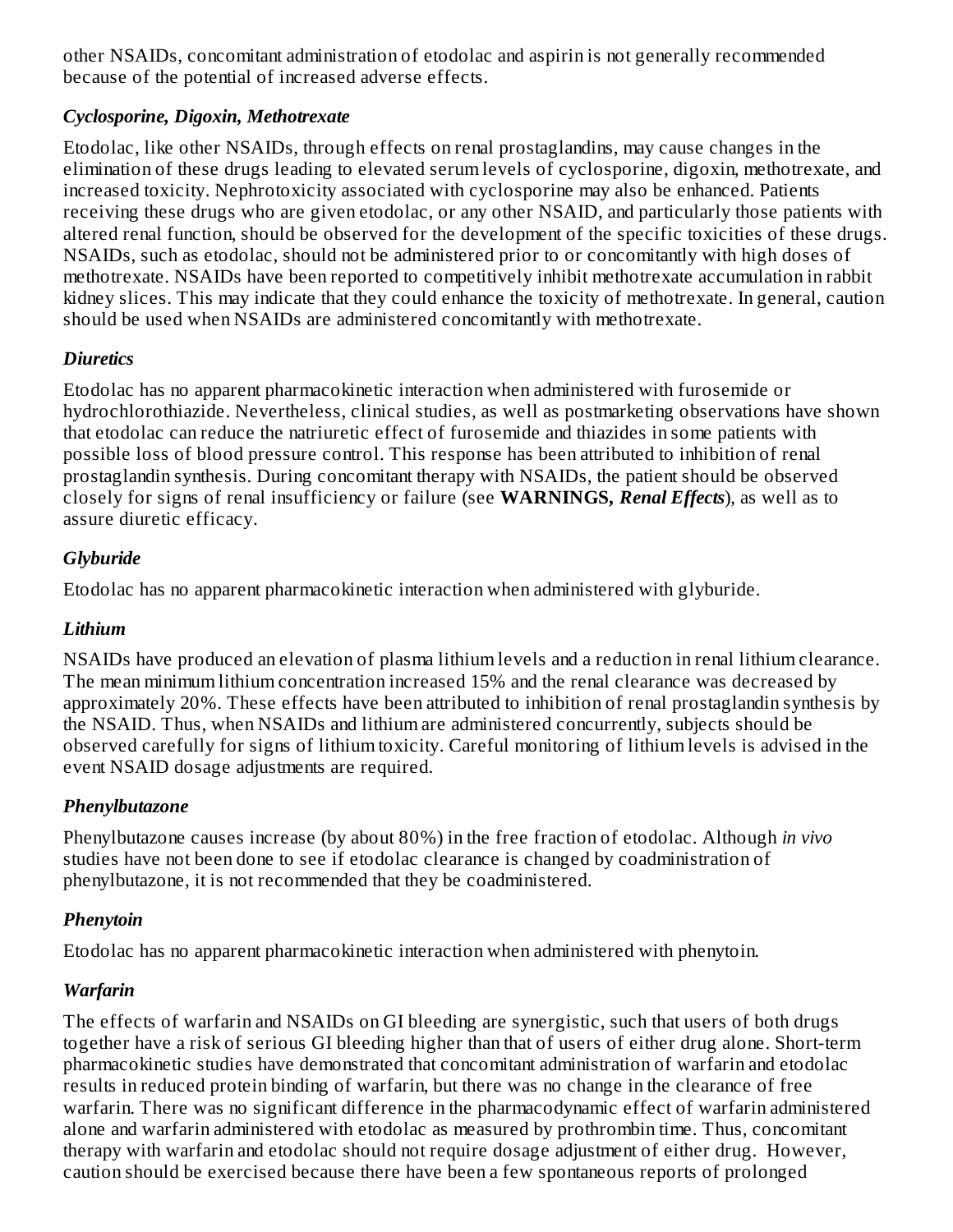other NSAIDs, concomitant administration of etodolac and aspirin is not generally recommended because of the potential of increased adverse effects.

### *Cyclosporine, Digoxin, Methotrexate*

Etodolac, like other NSAIDs, through effects on renal prostaglandins, may cause changes in the elimination of these drugs leading to elevated serum levels of cyclosporine, digoxin, methotrexate, and increased toxicity. Nephrotoxicity associated with cyclosporine may also be enhanced. Patients receiving these drugs who are given etodolac, or any other NSAID, and particularly those patients with altered renal function, should be observed for the development of the specific toxicities of these drugs. NSAIDs, such as etodolac, should not be administered prior to or concomitantly with high doses of methotrexate. NSAIDs have been reported to competitively inhibit methotrexate accumulation in rabbit kidney slices. This may indicate that they could enhance the toxicity of methotrexate. In general, caution should be used when NSAIDs are administered concomitantly with methotrexate.

### *Diuretics*

Etodolac has no apparent pharmacokinetic interaction when administered with furosemide or hydrochlorothiazide. Nevertheless, clinical studies, as well as postmarketing observations have shown that etodolac can reduce the natriuretic effect of furosemide and thiazides in some patients with possible loss of blood pressure control. This response has been attributed to inhibition of renal prostaglandin synthesis. During concomitant therapy with NSAIDs, the patient should be observed closely for signs of renal insufficiency or failure (see **WARNINGS,** ***Renal Effects***), as well as to assure diuretic efficacy.

### *Glyburide*

Etodolac has no apparent pharmacokinetic interaction when administered with glyburide.

### *Lithium*

NSAIDs have produced an elevation of plasma lithium levels and a reduction in renal lithium clearance. The mean minimum lithium concentration increased 15% and the renal clearance was decreased by approximately 20%. These effects have been attributed to inhibition of renal prostaglandin synthesis by the NSAID. Thus, when NSAIDs and lithium are administered concurrently, subjects should be observed carefully for signs of lithium toxicity. Careful monitoring of lithium levels is advised in the event NSAID dosage adjustments are required.

### *Phenylbutazone*

Phenylbutazone causes increase (by about 80%) in the free fraction of etodolac. Although *in vivo* studies have not been done to see if etodolac clearance is changed by coadministration of phenylbutazone, it is not recommended that they be coadministered.

### *Phenytoin*

Etodolac has no apparent pharmacokinetic interaction when administered with phenytoin.

### *Warfarin*

The effects of warfarin and NSAIDs on GI bleeding are synergistic, such that users of both drugs together have a risk of serious GI bleeding higher than that of users of either drug alone. Short-term pharmacokinetic studies have demonstrated that concomitant administration of warfarin and etodolac results in reduced protein binding of warfarin, but there was no change in the clearance of free warfarin. There was no significant difference in the pharmacodynamic effect of warfarin administered alone and warfarin administered with etodolac as measured by prothrombin time. Thus, concomitant therapy with warfarin and etodolac should not require dosage adjustment of either drug. However, caution should be exercised because there have been a few spontaneous reports of prolonged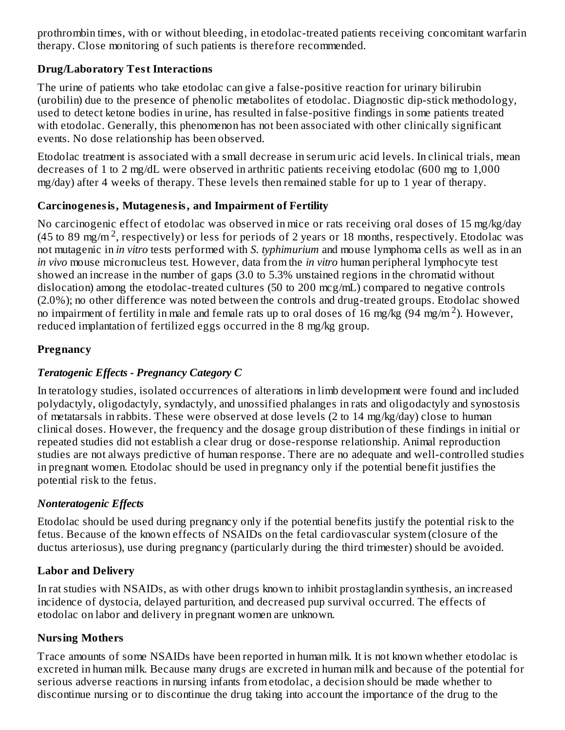prothrombin times, with or without bleeding, in etodolac-treated patients receiving concomitant warfarin therapy. Close monitoring of such patients is therefore recommended.

### Drug/Laboratory Test Interactions

The urine of patients who take etodolac can give a false-positive reaction for urinary bilirubin (urobilin) due to the presence of phenolic metabolites of etodolac. Diagnostic dip-stick methodology, used to detect ketone bodies in urine, has resulted in false-positive findings in some patients treated with etodolac. Generally, this phenomenon has not been associated with other clinically significant events. No dose relationship has been observed.

Etodolac treatment is associated with a small decrease in serum uric acid levels. In clinical trials, mean decreases of 1 to 2 mg/dL were observed in arthritic patients receiving etodolac (600 mg to 1,000 mg/day) after 4 weeks of therapy. These levels then remained stable for up to 1 year of therapy.

### Carcinogenesis, Mutagenesis, and Impairment of Fertility

No carcinogenic effect of etodolac was observed in mice or rats receiving oral doses of 15 mg/kg/day (45 to 89 mg/m$^2$, respectively) or less for periods of 2 years or 18 months, respectively. Etodolac was not mutagenic in *in vitro* tests performed with *S. typhimurium* and mouse lymphoma cells as well as in an *in vivo* mouse micronucleus test. However, data from the *in vitro* human peripheral lymphocyte test showed an increase in the number of gaps (3.0 to 5.3% unstained regions in the chromatid without dislocation) among the etodolac-treated cultures (50 to 200 mcg/mL) compared to negative controls (2.0%); no other difference was noted between the controls and drug-treated groups. Etodolac showed no impairment of fertility in male and female rats up to oral doses of 16 mg/kg (94 mg/m$^2$). However, reduced implantation of fertilized eggs occurred in the 8 mg/kg group.

### Pregnancy

#### *Teratogenic Effects - Pregnancy Category C*

In teratology studies, isolated occurrences of alterations in limb development were found and included polydactyly, oligodactyly, syndactyly, and unossified phalanges in rats and oligodactyly and synostosis of metatarsals in rabbits. These were observed at dose levels (2 to 14 mg/kg/day) close to human clinical doses. However, the frequency and the dosage group distribution of these findings in initial or repeated studies did not establish a clear drug or dose-response relationship. Animal reproduction studies are not always predictive of human response. There are no adequate and well-controlled studies in pregnant women. Etodolac should be used in pregnancy only if the potential benefit justifies the potential risk to the fetus.

#### *Nonteratogenic Effects*

Etodolac should be used during pregnancy only if the potential benefits justify the potential risk to the fetus. Because of the known effects of NSAIDs on the fetal cardiovascular system (closure of the ductus arteriosus), use during pregnancy (particularly during the third trimester) should be avoided.

### Labor and Delivery

In rat studies with NSAIDs, as with other drugs known to inhibit prostaglandin synthesis, an increased incidence of dystocia, delayed parturition, and decreased pup survival occurred. The effects of etodolac on labor and delivery in pregnant women are unknown.

### Nursing Mothers

Trace amounts of some NSAIDs have been reported in human milk. It is not known whether etodolac is excreted in human milk. Because many drugs are excreted in human milk and because of the potential for serious adverse reactions in nursing infants from etodolac, a decision should be made whether to discontinue nursing or to discontinue the drug taking into account the importance of the drug to the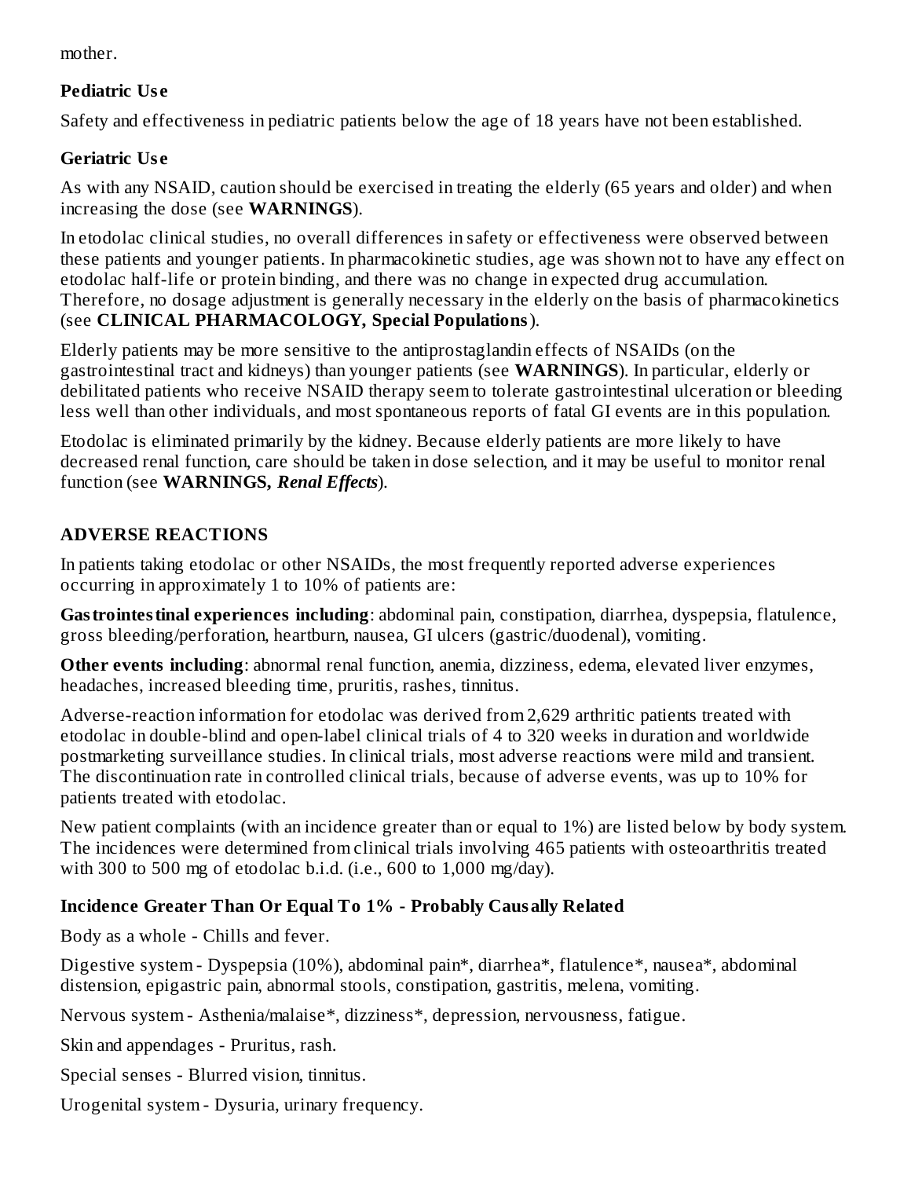mother.

### Pediatric Use

Safety and effectiveness in pediatric patients below the age of 18 years have not been established.

### Geriatric Use

As with any NSAID, caution should be exercised in treating the elderly (65 years and older) and when increasing the dose (see **WARNINGS**).

In etodolac clinical studies, no overall differences in safety or effectiveness were observed between these patients and younger patients. In pharmacokinetic studies, age was shown not to have any effect on etodolac half-life or protein binding, and there was no change in expected drug accumulation. Therefore, no dosage adjustment is generally necessary in the elderly on the basis of pharmacokinetics (see **CLINICAL PHARMACOLOGY, Special Populations**).

Elderly patients may be more sensitive to the antiprostaglandin effects of NSAIDs (on the gastrointestinal tract and kidneys) than younger patients (see **WARNINGS**). In particular, elderly or debilitated patients who receive NSAID therapy seem to tolerate gastrointestinal ulceration or bleeding less well than other individuals, and most spontaneous reports of fatal GI events are in this population.

Etodolac is eliminated primarily by the kidney. Because elderly patients are more likely to have decreased renal function, care should be taken in dose selection, and it may be useful to monitor renal function (see **WARNINGS, *Renal Effects***).

## ADVERSE REACTIONS

In patients taking etodolac or other NSAIDs, the most frequently reported adverse experiences occurring in approximately 1 to 10% of patients are:

**Gastrointestinal experiences including**: abdominal pain, constipation, diarrhea, dyspepsia, flatulence, gross bleeding/perforation, heartburn, nausea, GI ulcers (gastric/duodenal), vomiting.

**Other events including**: abnormal renal function, anemia, dizziness, edema, elevated liver enzymes, headaches, increased bleeding time, pruritis, rashes, tinnitus.

Adverse-reaction information for etodolac was derived from 2,629 arthritic patients treated with etodolac in double-blind and open-label clinical trials of 4 to 320 weeks in duration and worldwide postmarketing surveillance studies. In clinical trials, most adverse reactions were mild and transient. The discontinuation rate in controlled clinical trials, because of adverse events, was up to 10% for patients treated with etodolac.

New patient complaints (with an incidence greater than or equal to 1%) are listed below by body system. The incidences were determined from clinical trials involving 465 patients with osteoarthritis treated with 300 to 500 mg of etodolac b.i.d. (i.e., 600 to 1,000 mg/day).

### Incidence Greater Than Or Equal To 1% - Probably Causally Related

Body as a whole - Chills and fever.

Digestive system - Dyspepsia (10%), abdominal pain*, diarrhea*, flatulence*, nausea*, abdominal distension, epigastric pain, abnormal stools, constipation, gastritis, melena, vomiting.

Nervous system - Asthenia/malaise*, dizziness*, depression, nervousness, fatigue.

Skin and appendages - Pruritus, rash.

Special senses - Blurred vision, tinnitus.

Urogenital system - Dysuria, urinary frequency.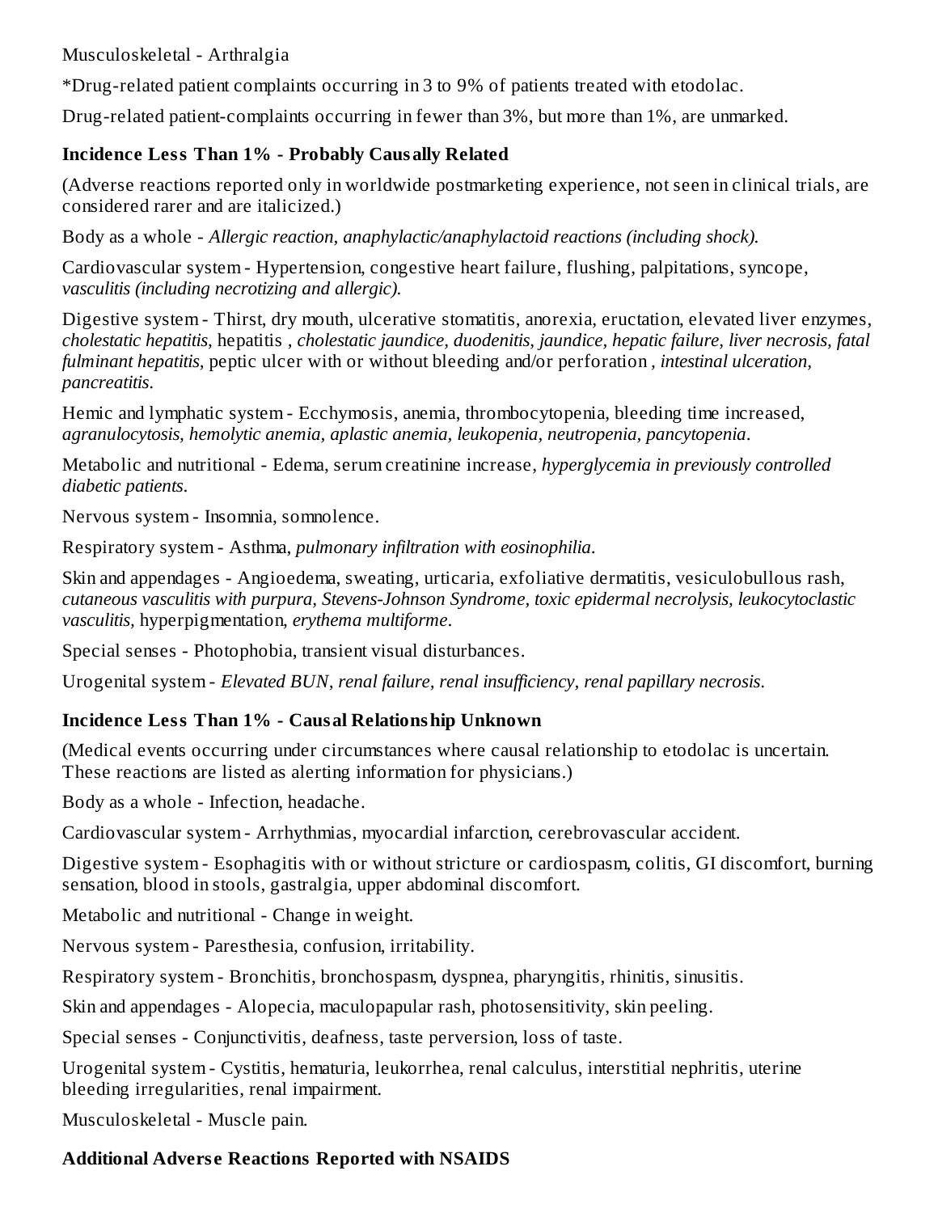Musculoskeletal - Arthralgia

*Drug-related patient complaints occurring in 3 to 9% of patients treated with etodolac.

Drug-related patient-complaints occurring in fewer than 3%, but more than 1%, are unmarked.

### Incidence Less Than 1% - Probably Causally Related

(Adverse reactions reported only in worldwide postmarketing experience, not seen in clinical trials, are considered rarer and are italicized.)

Body as a whole - *Allergic reaction, anaphylactic/anaphylactoid reactions (including shock).*

Cardiovascular system - Hypertension, congestive heart failure, flushing, palpitations, syncope, *vasculitis (including necrotizing and allergic).*

Digestive system - Thirst, dry mouth, ulcerative stomatitis, anorexia, eructation, elevated liver enzymes, *cholestatic hepatitis,* hepatitis , *cholestatic jaundice, duodenitis, jaundice, hepatic failure, liver necrosis, fatal fulminant hepatitis,* peptic ulcer with or without bleeding and/or perforation , *intestinal ulceration, pancreatitis.*

Hemic and lymphatic system - Ecchymosis, anemia, thrombocytopenia, bleeding time increased, *agranulocytosis, hemolytic anemia, aplastic anemia, leukopenia, neutropenia, pancytopenia.*

Metabolic and nutritional - Edema, serum creatinine increase, *hyperglycemia in previously controlled diabetic patients.*

Nervous system - Insomnia, somnolence.

Respiratory system - Asthma, *pulmonary infiltration with eosinophilia.*

Skin and appendages - Angioedema, sweating, urticaria, exfoliative dermatitis, vesiculobullous rash, *cutaneous vasculitis with purpura, Stevens-Johnson Syndrome, toxic epidermal necrolysis, leukocytoclastic vasculitis,* hyperpigmentation, *erythema multiforme.*

Special senses - Photophobia, transient visual disturbances.

Urogenital system - *Elevated BUN, renal failure, renal insufficiency, renal papillary necrosis.*

### Incidence Less Than 1% - Causal Relationship Unknown

(Medical events occurring under circumstances where causal relationship to etodolac is uncertain. These reactions are listed as alerting information for physicians.)

Body as a whole - Infection, headache.

Cardiovascular system - Arrhythmias, myocardial infarction, cerebrovascular accident.

Digestive system - Esophagitis with or without stricture or cardiospasm, colitis, GI discomfort, burning sensation, blood in stools, gastralgia, upper abdominal discomfort.

Metabolic and nutritional - Change in weight.

Nervous system - Paresthesia, confusion, irritability.

Respiratory system - Bronchitis, bronchospasm, dyspnea, pharyngitis, rhinitis, sinusitis.

Skin and appendages - Alopecia, maculopapular rash, photosensitivity, skin peeling.

Special senses - Conjunctivitis, deafness, taste perversion, loss of taste.

Urogenital system - Cystitis, hematuria, leukorrhea, renal calculus, interstitial nephritis, uterine bleeding irregularities, renal impairment.

Musculoskeletal - Muscle pain.

### Additional Adverse Reactions Reported with NSAIDS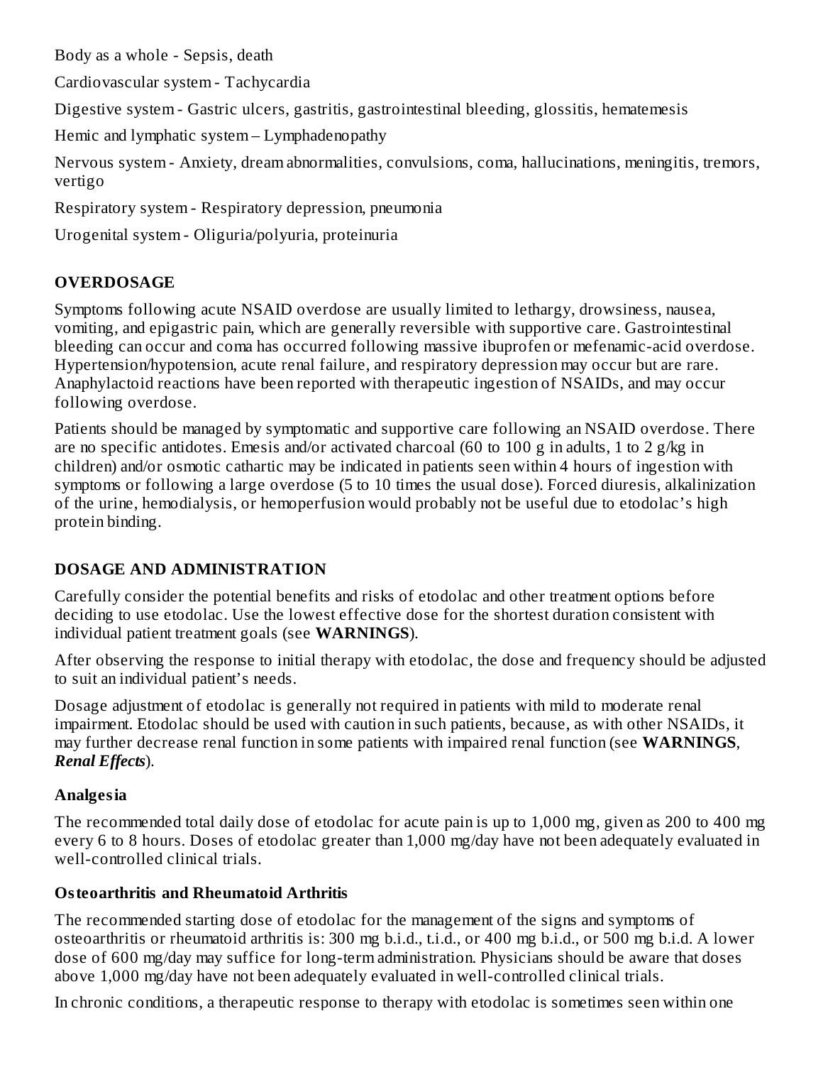Body as a whole - Sepsis, death

Cardiovascular system - Tachycardia

Digestive system - Gastric ulcers, gastritis, gastrointestinal bleeding, glossitis, hematemesis

Hemic and lymphatic system – Lymphadenopathy

Nervous system - Anxiety, dream abnormalities, convulsions, coma, hallucinations, meningitis, tremors, vertigo

Respiratory system - Respiratory depression, pneumonia

Urogenital system - Oliguria/polyuria, proteinuria

## OVERDOSAGE

Symptoms following acute NSAID overdose are usually limited to lethargy, drowsiness, nausea, vomiting, and epigastric pain, which are generally reversible with supportive care. Gastrointestinal bleeding can occur and coma has occurred following massive ibuprofen or mefenamic-acid overdose. Hypertension/hypotension, acute renal failure, and respiratory depression may occur but are rare. Anaphylactoid reactions have been reported with therapeutic ingestion of NSAIDs, and may occur following overdose.

Patients should be managed by symptomatic and supportive care following an NSAID overdose. There are no specific antidotes. Emesis and/or activated charcoal (60 to 100 g in adults, 1 to 2 g/kg in children) and/or osmotic cathartic may be indicated in patients seen within 4 hours of ingestion with symptoms or following a large overdose (5 to 10 times the usual dose). Forced diuresis, alkalinization of the urine, hemodialysis, or hemoperfusion would probably not be useful due to etodolac's high protein binding.

## DOSAGE AND ADMINISTRATION

Carefully consider the potential benefits and risks of etodolac and other treatment options before deciding to use etodolac. Use the lowest effective dose for the shortest duration consistent with individual patient treatment goals (see **WARNINGS**).

After observing the response to initial therapy with etodolac, the dose and frequency should be adjusted to suit an individual patient's needs.

Dosage adjustment of etodolac is generally not required in patients with mild to moderate renal impairment. Etodolac should be used with caution in such patients, because, as with other NSAIDs, it may further decrease renal function in some patients with impaired renal function (see **WARNINGS**, ***Renal Effects***).

### Analgesia

The recommended total daily dose of etodolac for acute pain is up to 1,000 mg, given as 200 to 400 mg every 6 to 8 hours. Doses of etodolac greater than 1,000 mg/day have not been adequately evaluated in well-controlled clinical trials.

### Osteoarthritis and Rheumatoid Arthritis

The recommended starting dose of etodolac for the management of the signs and symptoms of osteoarthritis or rheumatoid arthritis is: 300 mg b.i.d., t.i.d., or 400 mg b.i.d., or 500 mg b.i.d. A lower dose of 600 mg/day may suffice for long-term administration. Physicians should be aware that doses above 1,000 mg/day have not been adequately evaluated in well-controlled clinical trials.

In chronic conditions, a therapeutic response to therapy with etodolac is sometimes seen within one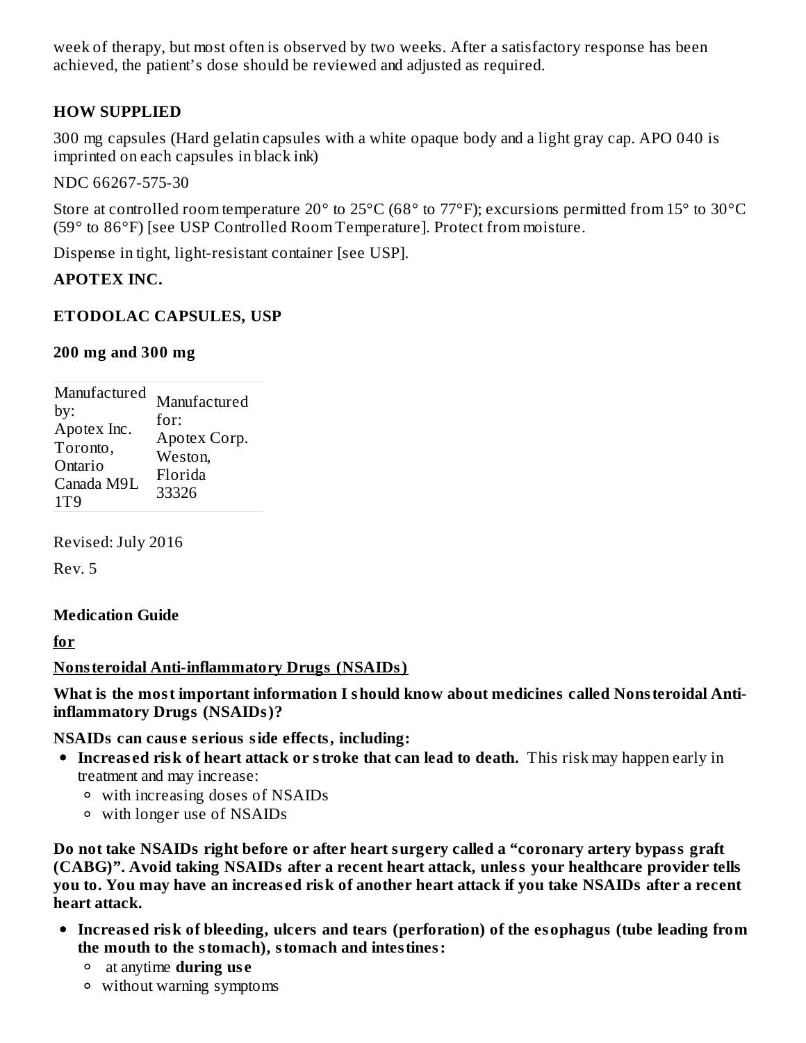week of therapy, but most often is observed by two weeks. After a satisfactory response has been achieved, the patient's dose should be reviewed and adjusted as required.

## HOW SUPPLIED

300 mg capsules (Hard gelatin capsules with a white opaque body and a light gray cap. APO 040 is imprinted on each capsules in black ink)

NDC 66267-575-30

Store at controlled room temperature 20° to 25°C (68° to 77°F); excursions permitted from 15° to 30°C (59° to 86°F) [see USP Controlled Room Temperature]. Protect from moisture.

Dispense in tight, light-resistant container [see USP].

**APOTEX INC.**

**ETODOLAC CAPSULES, USP**

**200 mg and 300 mg**

| Manufactured by: Apotex Inc. Toronto, Ontario Canada M9L 1T9 | Manufactured for: Apotex Corp. Weston, Florida 33326 |
| --- | --- |

Revised: July 2016

Rev. 5

**Medication Guide**

**for**

**Nonsteroidal Anti-inflammatory Drugs (NSAIDs)**

**What is the most important information I should know about medicines called Nonsteroidal Anti-inflammatory Drugs (NSAIDs)?**

**NSAIDs can cause serious side effects, including:**

- **Increased risk of heart attack or stroke that can lead to death.** This risk may happen early in treatment and may increase:
  - with increasing doses of NSAIDs
  - with longer use of NSAIDs

**Do not take NSAIDs right before or after heart surgery called a "coronary artery bypass graft (CABG)". Avoid taking NSAIDs after a recent heart attack, unless your healthcare provider tells you to. You may have an increased risk of another heart attack if you take NSAIDs after a recent heart attack.**

- **Increased risk of bleeding, ulcers and tears (perforation) of the esophagus (tube leading from the mouth to the stomach), stomach and intestines:**
  - at anytime **during use**
  - without warning symptoms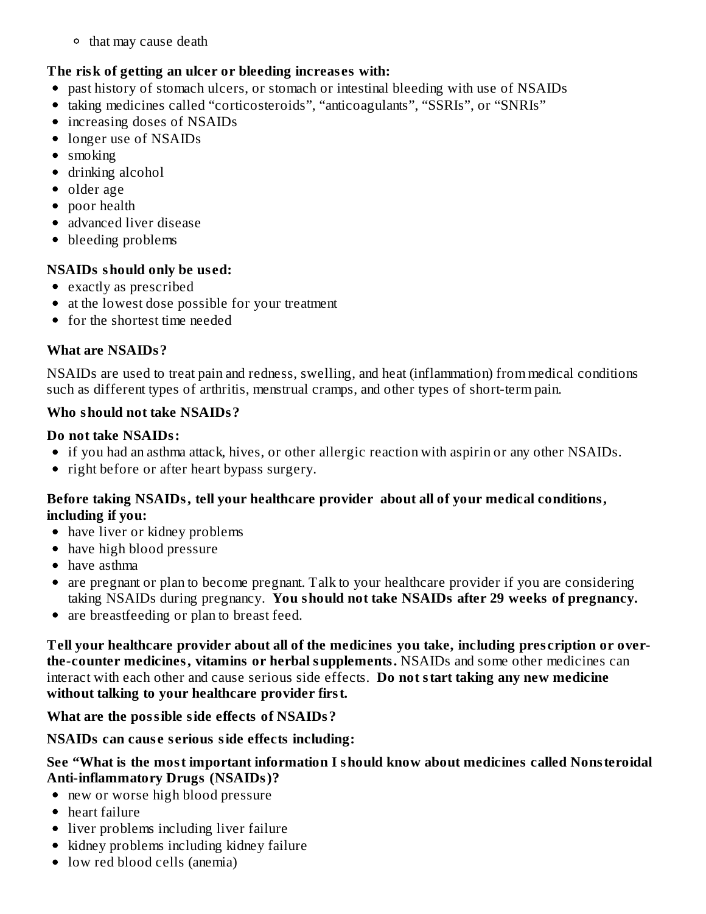- that may cause death

**The risk of getting an ulcer or bleeding increases with:**

- past history of stomach ulcers, or stomach or intestinal bleeding with use of NSAIDs
- taking medicines called “corticosteroids”, “anticoagulants”, “SSRIs”, or “SNRIs”
- increasing doses of NSAIDs
- longer use of NSAIDs
- smoking
- drinking alcohol
- older age
- poor health
- advanced liver disease
- bleeding problems

**NSAIDs should only be used:**

- exactly as prescribed
- at the lowest dose possible for your treatment
- for the shortest time needed

**What are NSAIDs?**

NSAIDs are used to treat pain and redness, swelling, and heat (inflammation) from medical conditions such as different types of arthritis, menstrual cramps, and other types of short-term pain.

**Who should not take NSAIDs?**

**Do not take NSAIDs:**

- if you had an asthma attack, hives, or other allergic reaction with aspirin or any other NSAIDs.
- right before or after heart bypass surgery.

**Before taking NSAIDs, tell your healthcare provider about all of your medical conditions, including if you:**

- have liver or kidney problems
- have high blood pressure
- have asthma
- are pregnant or plan to become pregnant. Talk to your healthcare provider if you are considering taking NSAIDs during pregnancy. **You should not take NSAIDs after 29 weeks of pregnancy.**
- are breastfeeding or plan to breast feed.

**Tell your healthcare provider about all of the medicines you take, including prescription or over-the-counter medicines, vitamins or herbal supplements.** NSAIDs and some other medicines can interact with each other and cause serious side effects. **Do not start taking any new medicine without talking to your healthcare provider first.**

**What are the possible side effects of NSAIDs?**

**NSAIDs can cause serious side effects including:**

**See “What is the most important information I should know about medicines called Nonsteroidal Anti-inflammatory Drugs (NSAIDs)?**

- new or worse high blood pressure
- heart failure
- liver problems including liver failure
- kidney problems including kidney failure
- low red blood cells (anemia)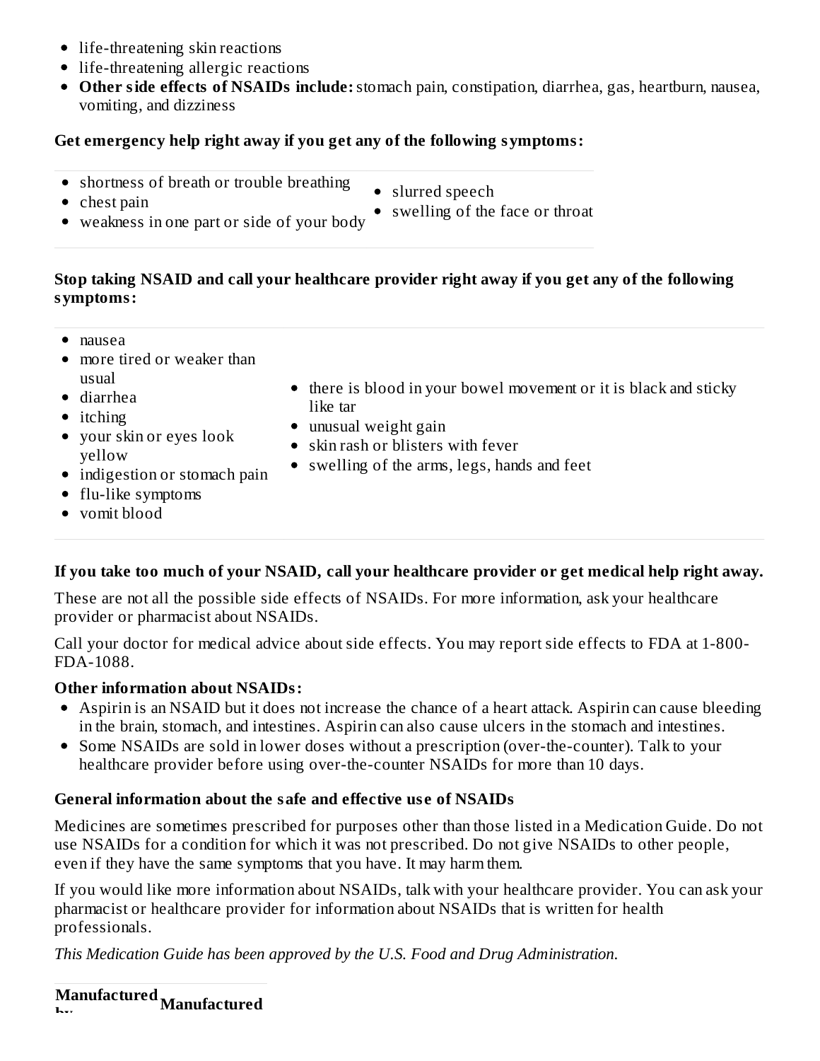- life-threatening skin reactions
- life-threatening allergic reactions
- **Other side effects of NSAIDs include:** stomach pain, constipation, diarrhea, gas, heartburn, nausea, vomiting, and dizziness

**Get emergency help right away if you get any of the following symptoms:**

- shortness of breath or trouble breathing
- chest pain
- weakness in one part or side of your body
- slurred speech
- swelling of the face or throat

**Stop taking NSAID and call your healthcare provider right away if you get any of the following symptoms:**

- nausea
- more tired or weaker than usual
- diarrhea
- itching
- your skin or eyes look yellow
- indigestion or stomach pain
- flu-like symptoms
- vomit blood
- there is blood in your bowel movement or it is black and sticky like tar
- unusual weight gain
- skin rash or blisters with fever
- swelling of the arms, legs, hands and feet

**If you take too much of your NSAID, call your healthcare provider or get medical help right away.**

These are not all the possible side effects of NSAIDs. For more information, ask your healthcare provider or pharmacist about NSAIDs.

Call your doctor for medical advice about side effects. You may report side effects to FDA at 1-800-FDA-1088.

**Other information about NSAIDs:**

- Aspirin is an NSAID but it does not increase the chance of a heart attack. Aspirin can cause bleeding in the brain, stomach, and intestines. Aspirin can also cause ulcers in the stomach and intestines.
- Some NSAIDs are sold in lower doses without a prescription (over-the-counter). Talk to your healthcare provider before using over-the-counter NSAIDs for more than 10 days.

**General information about the safe and effective use of NSAIDs**

Medicines are sometimes prescribed for purposes other than those listed in a Medication Guide. Do not use NSAIDs for a condition for which it was not prescribed. Do not give NSAIDs to other people, even if they have the same symptoms that you have. It may harm them.

If you would like more information about NSAIDs, talk with your healthcare provider. You can ask your pharmacist or healthcare provider for information about NSAIDs that is written for health professionals.

*This Medication Guide has been approved by the U.S. Food and Drug Administration.*

| Manufactured by | Manufactured |
|---|---|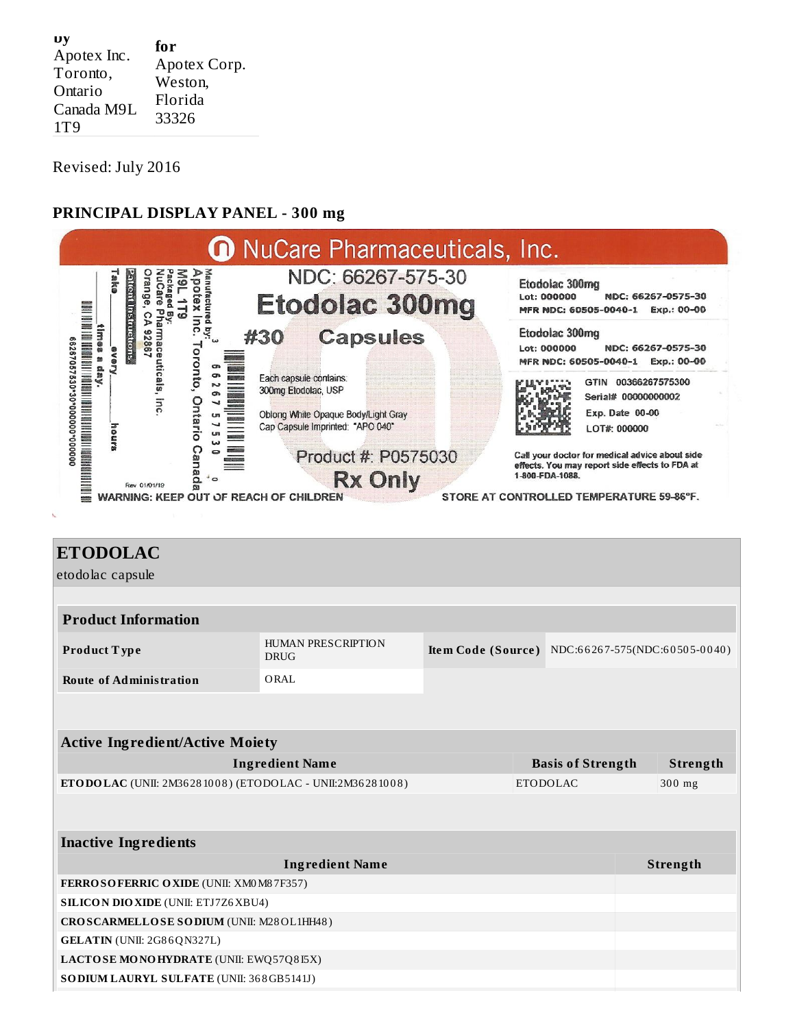| by | for |
|---|---|
| Apotex Inc. Toronto, Ontario Canada M9L 1T9 | Apotex Corp. Weston, Florida 33326 |

Revised: July 2016

## PRINCIPAL DISPLAY PANEL - 300 mg

NuCare Pharmaceuticals, Inc.

NDC: 66267-575-30

**Etodolac 300mg**

**#30 Capsules**

Each capsule contains:
300mg Etodolac, USP

Oblong White Opaque Body/Light Gray Cap Capsule Imprinted: "APO 040"

Product #: P0575030

**Rx Only**

Manufactured by:
Apotex Inc. Toronto, Ontario Canada
M9L 1T9
Packaged By:
NuCare Pharmaceuticals, Inc.
Orange, CA 92867

Patient Instructions:
Take ___ every ___ hours
___ times a day.

Rev 01/01/19

Etodolac 300mg
Lot: 000000 NDC: 66267-0575-30
MFR NDC: 60505-0040-1 Exp.: 00-00

Etodolac 300mg
Lot: 000000 NDC: 66267-0575-30
MFR NDC: 60505-0040-1 Exp.: 00-00

GTIN 00366267575300
Serial# 00000000002
Exp. Date 00-00
LOT#: 000000

Call your doctor for medical advice about side effects. You may report side effects to FDA at 1-800-FDA-1088.

WARNING: KEEP OUT OF REACH OF CHILDREN

STORE AT CONTROLLED TEMPERATURE 59-86°F.

## ETODOLAC

etodolac capsule

| Product Information | | | |
|---|---|---|---|
| **Product Type** | HUMAN PRESCRIPTION DRUG | **Item Code (Source)** | NDC:66267-575(NDC:60505-0040) |
| **Route of Administration** | ORAL | | |

| Active Ingredient/Active Moiety | | |
|---|---|---|
| **Ingredient Name** | **Basis of Strength** | **Strength** |
| **ETODOLAC** (UNII: 2M36281008) (ETODOLAC - UNII:2M36281008) | ETODOLAC | 300 mg |

| Inactive Ingredients | |
|---|---|
| **Ingredient Name** | **Strength** |
| **FERROSOFERRIC OXIDE** (UNII: XM0M87F357) | |
| **SILICON DIOXIDE** (UNII: ETJ7Z6XBU4) | |
| **CROSCARMELLOSE SODIUM** (UNII: M28OL1HH48) | |
| **GELATIN** (UNII: 2G86QN327L) | |
| **LACTOSE MONOHYDRATE** (UNII: EWQ57Q8I5X) | |
| **SODIUM LAURYL SULFATE** (UNII: 368GB5141J) | |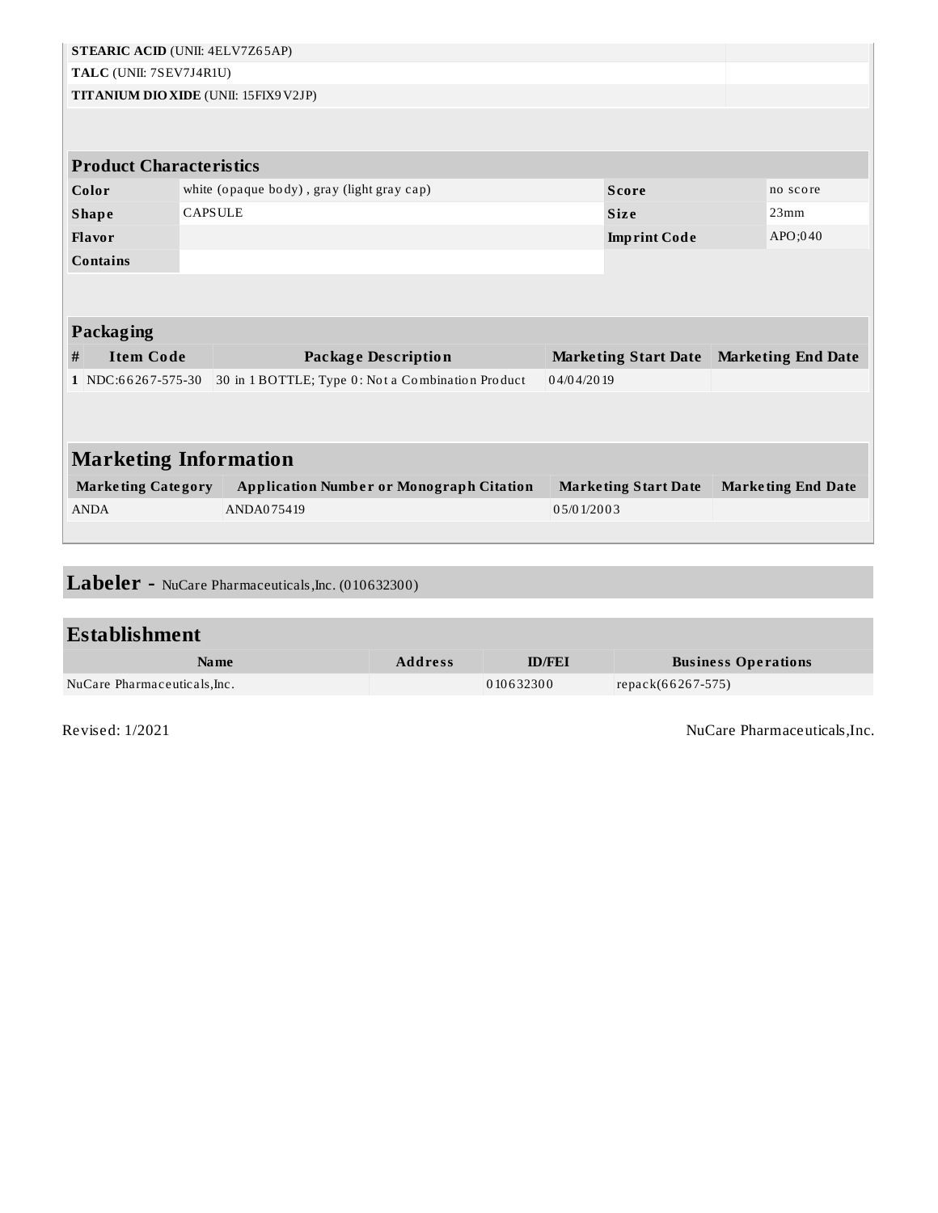| | |
|---|---|
| **STEARIC ACID** (UNII: 4ELV7Z65AP) | |
| **TALC** (UNII: 7SEV7J4R1U) | |
| **TITANIUM DIOXIDE** (UNII: 15FIX9V2JP) | |

| Product Characteristics | | | |
|---|---|---|---|
| **Color** | white (opaque body) , gray (light gray cap) | **Score** | no score |
| **Shape** | CAPSULE | **Size** | 23mm |
| **Flavor** | | **Imprint Code** | APO;040 |
| **Contains** | | | |

| Packaging | | | | |
|---|---|---|---|---|
| **#** | **Item Code** | **Package Description** | **Marketing Start Date** | **Marketing End Date** |
| 1 | NDC:66267-575-30 | 30 in 1 BOTTLE; Type 0: Not a Combination Product | 04/04/2019 | |

| Marketing Information | | | |
|---|---|---|---|
| **Marketing Category** | **Application Number or Monograph Citation** | **Marketing Start Date** | **Marketing End Date** |
| ANDA | ANDA075419 | 05/01/2003 | |

## Labeler - NuCare Pharmaceuticals,Inc. (010632300)

| Establishment | | | |
|---|---|---|---|
| **Name** | **Address** | **ID/FEI** | **Business Operations** |
| NuCare Pharmaceuticals,Inc. | | 010632300 | repack(66267-575) |

Revised: 1/2021 NuCare Pharmaceuticals,Inc.